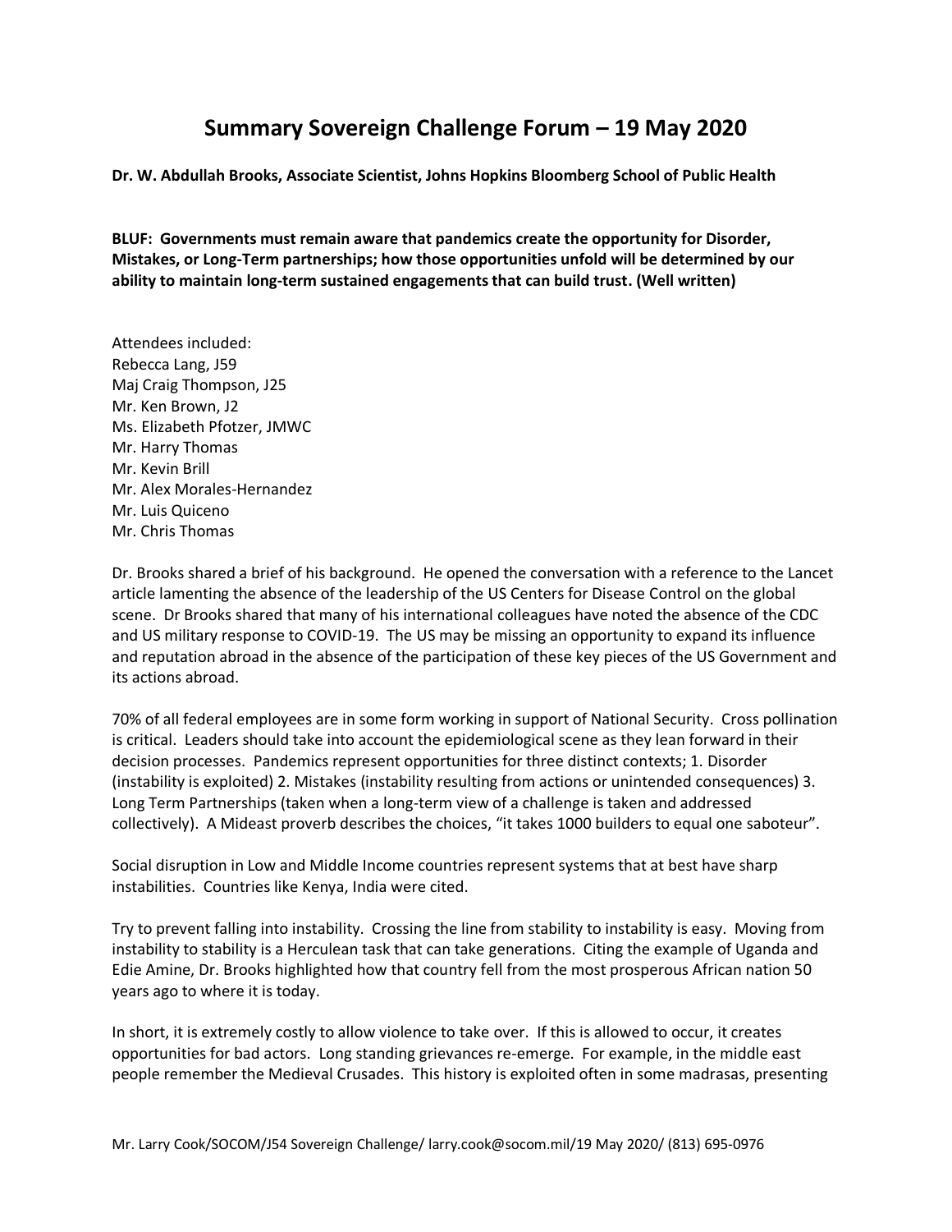# Summary Sovereign Challenge Forum – 19 May 2020

**Dr. W. Abdullah Brooks, Associate Scientist, Johns Hopkins Bloomberg School of Public Health**

**BLUF: Governments must remain aware that pandemics create the opportunity for Disorder, Mistakes, or Long-Term partnerships; how those opportunities unfold will be determined by our ability to maintain long-term sustained engagements that can build trust. (Well written)**

Attendees included:
Rebecca Lang, J59
Maj Craig Thompson, J25
Mr. Ken Brown, J2
Ms. Elizabeth Pfotzer, JMWC
Mr. Harry Thomas
Mr. Kevin Brill
Mr. Alex Morales-Hernandez
Mr. Luis Quiceno
Mr. Chris Thomas

Dr. Brooks shared a brief of his background. He opened the conversation with a reference to the Lancet article lamenting the absence of the leadership of the US Centers for Disease Control on the global scene. Dr Brooks shared that many of his international colleagues have noted the absence of the CDC and US military response to COVID-19. The US may be missing an opportunity to expand its influence and reputation abroad in the absence of the participation of these key pieces of the US Government and its actions abroad.

70% of all federal employees are in some form working in support of National Security. Cross pollination is critical. Leaders should take into account the epidemiological scene as they lean forward in their decision processes. Pandemics represent opportunities for three distinct contexts; 1. Disorder (instability is exploited) 2. Mistakes (instability resulting from actions or unintended consequences) 3. Long Term Partnerships (taken when a long-term view of a challenge is taken and addressed collectively). A Mideast proverb describes the choices, "it takes 1000 builders to equal one saboteur".

Social disruption in Low and Middle Income countries represent systems that at best have sharp instabilities. Countries like Kenya, India were cited.

Try to prevent falling into instability. Crossing the line from stability to instability is easy. Moving from instability to stability is a Herculean task that can take generations. Citing the example of Uganda and Edie Amine, Dr. Brooks highlighted how that country fell from the most prosperous African nation 50 years ago to where it is today.

In short, it is extremely costly to allow violence to take over. If this is allowed to occur, it creates opportunities for bad actors. Long standing grievances re-emerge. For example, in the middle east people remember the Medieval Crusades. This history is exploited often in some madrasas, presenting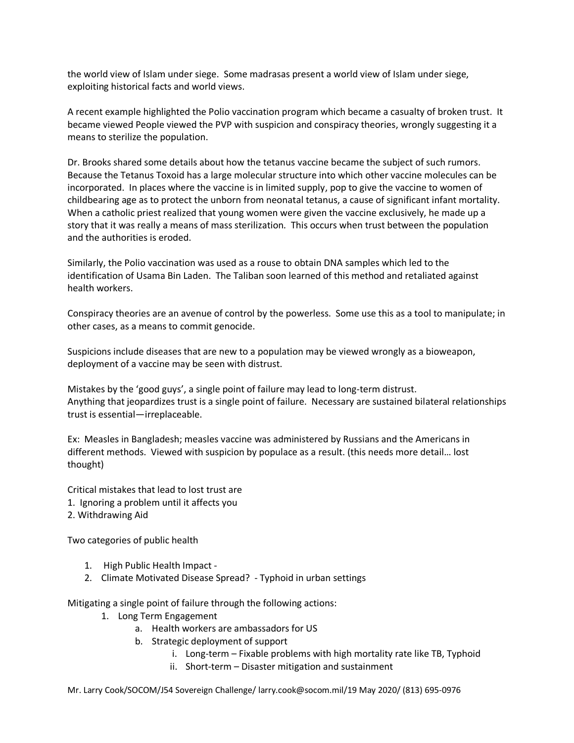the world view of Islam under siege. Some madrasas present a world view of Islam under siege, exploiting historical facts and world views.

A recent example highlighted the Polio vaccination program which became a casualty of broken trust. It became viewed People viewed the PVP with suspicion and conspiracy theories, wrongly suggesting it a means to sterilize the population.

Dr. Brooks shared some details about how the tetanus vaccine became the subject of such rumors. Because the Tetanus Toxoid has a large molecular structure into which other vaccine molecules can be incorporated. In places where the vaccine is in limited supply, pop to give the vaccine to women of childbearing age as to protect the unborn from neonatal tetanus, a cause of significant infant mortality. When a catholic priest realized that young women were given the vaccine exclusively, he made up a story that it was really a means of mass sterilization. This occurs when trust between the population and the authorities is eroded.

Similarly, the Polio vaccination was used as a rouse to obtain DNA samples which led to the identification of Usama Bin Laden. The Taliban soon learned of this method and retaliated against health workers.

Conspiracy theories are an avenue of control by the powerless. Some use this as a tool to manipulate; in other cases, as a means to commit genocide.

Suspicions include diseases that are new to a population may be viewed wrongly as a bioweapon, deployment of a vaccine may be seen with distrust.

Mistakes by the 'good guys', a single point of failure may lead to long-term distrust.
Anything that jeopardizes trust is a single point of failure. Necessary are sustained bilateral relationships trust is essential—irreplaceable.

Ex: Measles in Bangladesh; measles vaccine was administered by Russians and the Americans in different methods. Viewed with suspicion by populace as a result. (this needs more detail… lost thought)

Critical mistakes that lead to lost trust are
1. Ignoring a problem until it affects you
2. Withdrawing Aid

Two categories of public health

1. High Public Health Impact -
2. Climate Motivated Disease Spread? - Typhoid in urban settings

Mitigating a single point of failure through the following actions:

1. Long Term Engagement
    a. Health workers are ambassadors for US
    b. Strategic deployment of support
        i. Long-term – Fixable problems with high mortality rate like TB, Typhoid
        ii. Short-term – Disaster mitigation and sustainment

Mr. Larry Cook/SOCOM/J54 Sovereign Challenge/ larry.cook@socom.mil/19 May 2020/ (813) 695-0976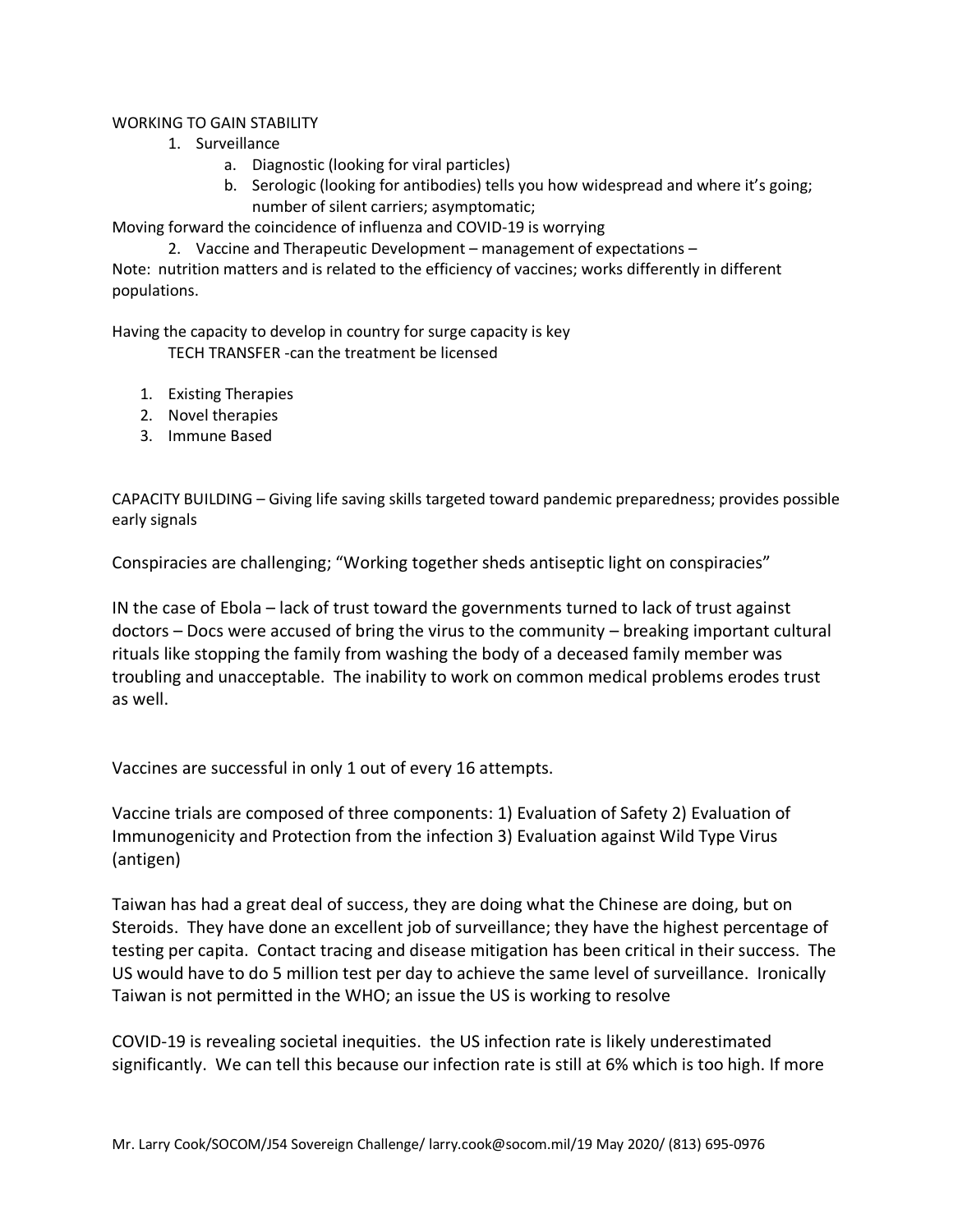WORKING TO GAIN STABILITY

1. Surveillance
    a. Diagnostic (looking for viral particles)
    b. Serologic (looking for antibodies) tells you how widespread and where it's going; number of silent carriers; asymptomatic;

Moving forward the coincidence of influenza and COVID-19 is worrying

2. Vaccine and Therapeutic Development – management of expectations –

Note: nutrition matters and is related to the efficiency of vaccines; works differently in different populations.

Having the capacity to develop in country for surge capacity is key
TECH TRANSFER -can the treatment be licensed

1. Existing Therapies
2. Novel therapies
3. Immune Based

CAPACITY BUILDING – Giving life saving skills targeted toward pandemic preparedness; provides possible early signals

Conspiracies are challenging; "Working together sheds antiseptic light on conspiracies"

IN the case of Ebola – lack of trust toward the governments turned to lack of trust against doctors – Docs were accused of bring the virus to the community – breaking important cultural rituals like stopping the family from washing the body of a deceased family member was troubling and unacceptable. The inability to work on common medical problems erodes trust as well.

Vaccines are successful in only 1 out of every 16 attempts.

Vaccine trials are composed of three components: 1) Evaluation of Safety 2) Evaluation of Immunogenicity and Protection from the infection 3) Evaluation against Wild Type Virus (antigen)

Taiwan has had a great deal of success, they are doing what the Chinese are doing, but on Steroids. They have done an excellent job of surveillance; they have the highest percentage of testing per capita. Contact tracing and disease mitigation has been critical in their success. The US would have to do 5 million test per day to achieve the same level of surveillance. Ironically Taiwan is not permitted in the WHO; an issue the US is working to resolve

COVID-19 is revealing societal inequities. the US infection rate is likely underestimated significantly. We can tell this because our infection rate is still at 6% which is too high. If more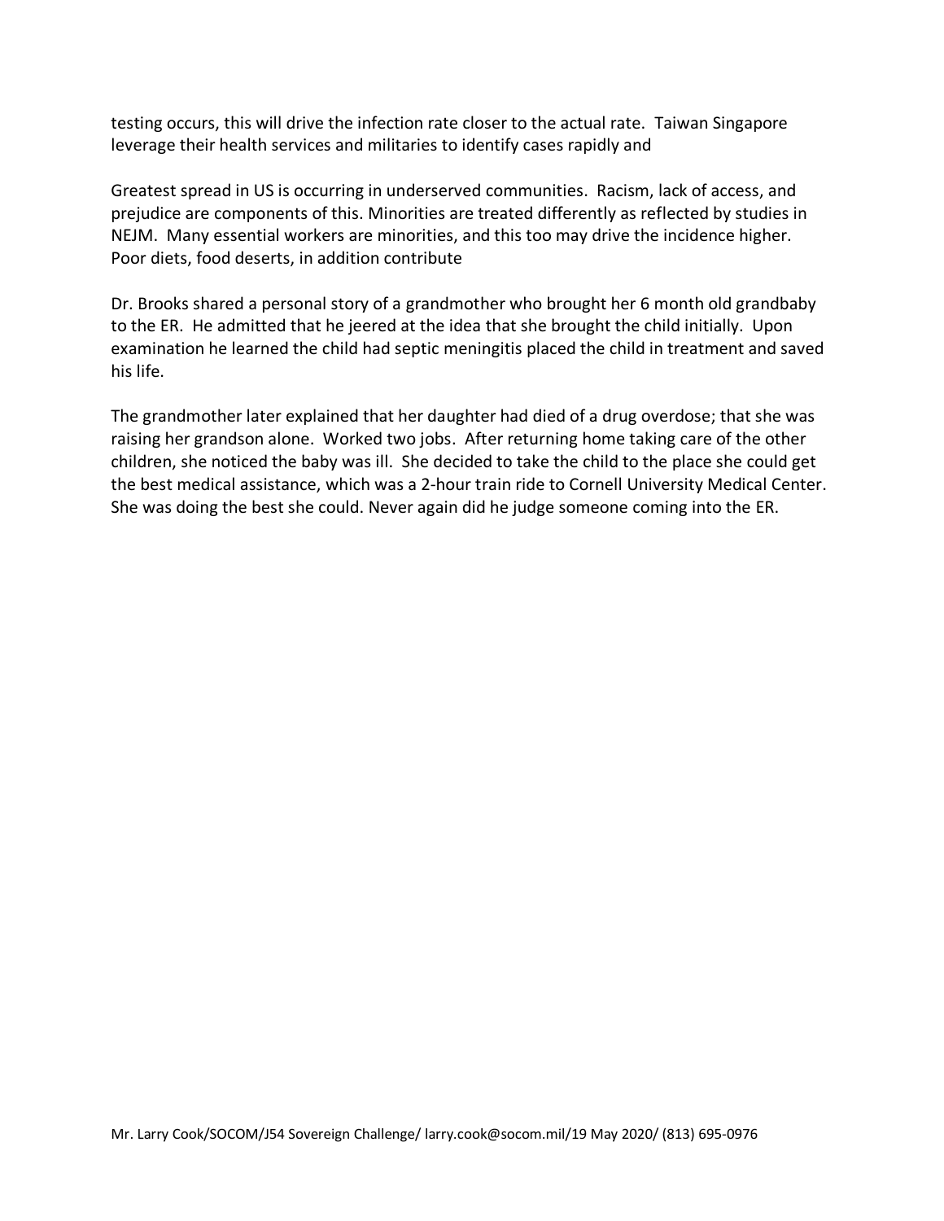testing occurs, this will drive the infection rate closer to the actual rate. Taiwan Singapore leverage their health services and militaries to identify cases rapidly and

Greatest spread in US is occurring in underserved communities. Racism, lack of access, and prejudice are components of this. Minorities are treated differently as reflected by studies in NEJM. Many essential workers are minorities, and this too may drive the incidence higher. Poor diets, food deserts, in addition contribute

Dr. Brooks shared a personal story of a grandmother who brought her 6 month old grandbaby to the ER. He admitted that he jeered at the idea that she brought the child initially. Upon examination he learned the child had septic meningitis placed the child in treatment and saved his life.

The grandmother later explained that her daughter had died of a drug overdose; that she was raising her grandson alone. Worked two jobs. After returning home taking care of the other children, she noticed the baby was ill. She decided to take the child to the place she could get the best medical assistance, which was a 2-hour train ride to Cornell University Medical Center. She was doing the best she could. Never again did he judge someone coming into the ER.